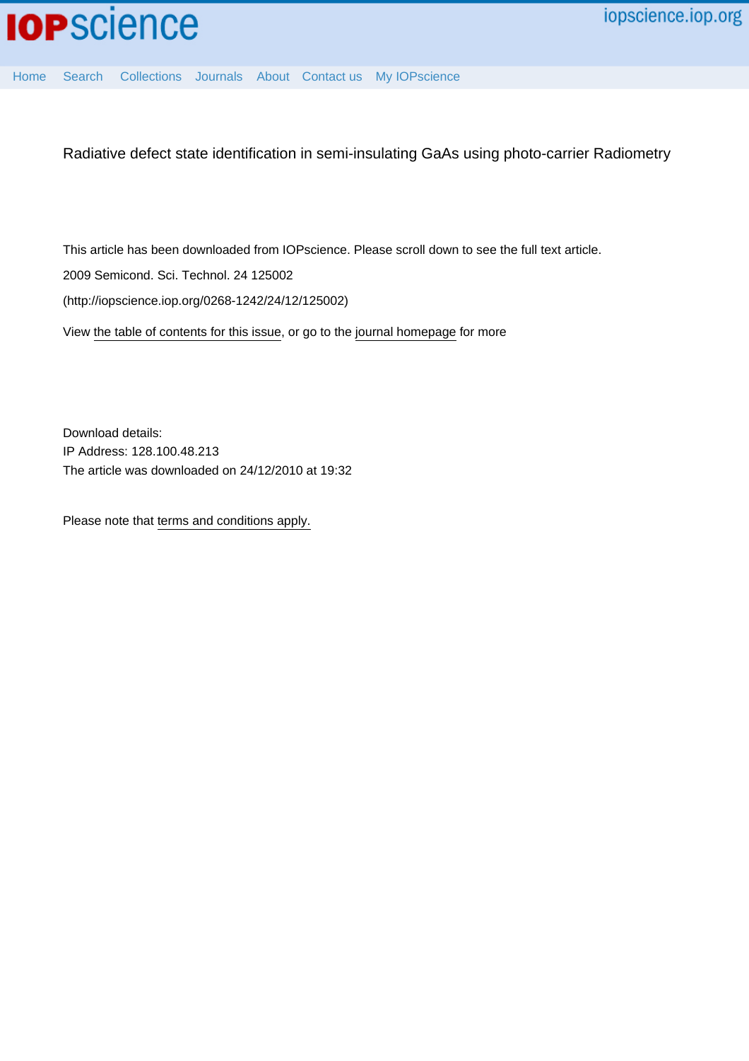Radiative defect state identification in semi-insulating GaAs using photo-carrier Radiometry

This article has been downloaded from IOPscience. Please scroll down to see the full text article.

2009 Semicond. Sci. Technol. 24 125002

(http://iopscience.iop.org/0268-1242/24/12/125002)

View the table of contents for this issue, or go to the journal homepage for more

Download details:
IP Address: 128.100.48.213
The article was downloaded on 24/12/2010 at 19:32

Please note that terms and conditions apply.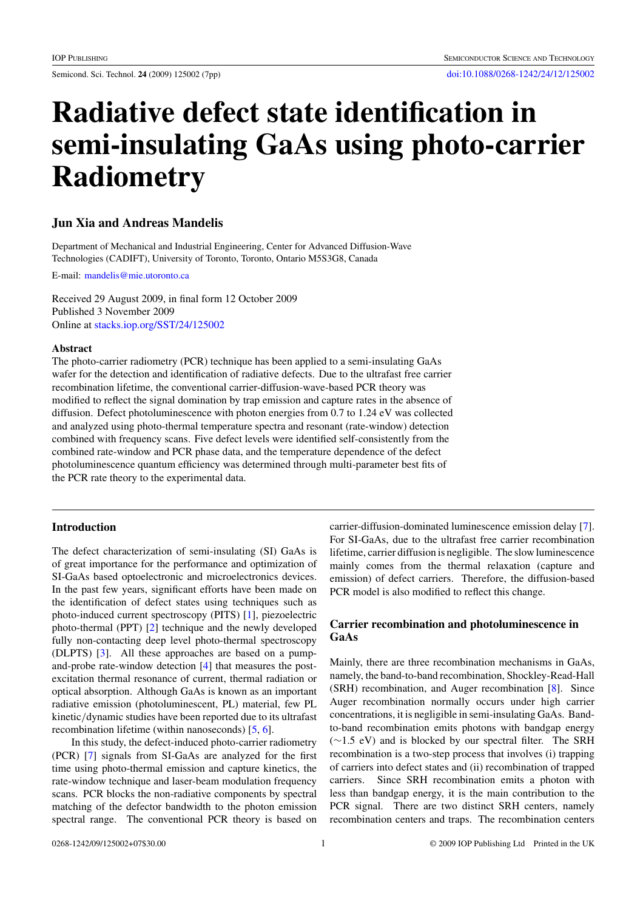# Radiative defect state identification in semi-insulating GaAs using photo-carrier Radiometry

### Jun Xia and Andreas Mandelis

Department of Mechanical and Industrial Engineering, Center for Advanced Diffusion-Wave Technologies (CADIFT), University of Toronto, Toronto, Ontario M5S3G8, Canada

E-mail: mandelis@mie.utoronto.ca

Received 29 August 2009, in final form 12 October 2009
Published 3 November 2009
Online at stacks.iop.org/SST/24/125002

#### Abstract

The photo-carrier radiometry (PCR) technique has been applied to a semi-insulating GaAs wafer for the detection and identification of radiative defects. Due to the ultrafast free carrier recombination lifetime, the conventional carrier-diffusion-wave-based PCR theory was modified to reflect the signal domination by trap emission and capture rates in the absence of diffusion. Defect photoluminescence with photon energies from 0.7 to 1.24 eV was collected and analyzed using photo-thermal temperature spectra and resonant (rate-window) detection combined with frequency scans. Five defect levels were identified self-consistently from the combined rate-window and PCR phase data, and the temperature dependence of the defect photoluminescence quantum efficiency was determined through multi-parameter best fits of the PCR rate theory to the experimental data.

## Introduction

The defect characterization of semi-insulating (SI) GaAs is of great importance for the performance and optimization of SI-GaAs based optoelectronic and microelectronics devices. In the past few years, significant efforts have been made on the identification of defect states using techniques such as photo-induced current spectroscopy (PITS) [1], piezoelectric photo-thermal (PPT) [2] technique and the newly developed fully non-contacting deep level photo-thermal spectroscopy (DLPTS) [3]. All these approaches are based on a pump-and-probe rate-window detection [4] that measures the post-excitation thermal resonance of current, thermal radiation or optical absorption. Although GaAs is known as an important radiative emission (photoluminescent, PL) material, few PL kinetic/dynamic studies have been reported due to its ultrafast radiative recombination lifetime (within nanoseconds) [5, 6].

In this study, the defect-induced photo-carrier radiometry (PCR) [7] signals from SI-GaAs are analyzed for the first time using photo-thermal emission and capture kinetics, the rate-window technique and laser-beam modulation frequency scans. PCR blocks the non-radiative components by spectral matching of the defector bandwidth to the photon emission spectral range. The conventional PCR theory is based on carrier-diffusion-dominated luminescence emission delay [7]. For SI-GaAs, due to the ultrafast free carrier recombination lifetime, carrier diffusion is negligible. The slow luminescence mainly comes from the thermal relaxation (capture and emission) of defect carriers. Therefore, the diffusion-based PCR model is also modified to reflect this change.

## Carrier recombination and photoluminescence in GaAs

Mainly, there are three recombination mechanisms in GaAs, namely, the band-to-band recombination, Shockley-Read-Hall (SRH) recombination, and Auger recombination [8]. Since Auger recombination normally occurs under high carrier concentrations, it is negligible in semi-insulating GaAs. Band-to-band recombination emits photons with bandgap energy (~1.5 eV) and is blocked by our spectral filter. The SRH recombination is a two-step process that involves (i) trapping of carriers into defect states and (ii) recombination of trapped carriers. Since SRH recombination emits a photon with less than bandgap energy, it is the main contribution to the PCR signal. There are two distinct SRH centers, namely recombination centers and traps. The recombination centers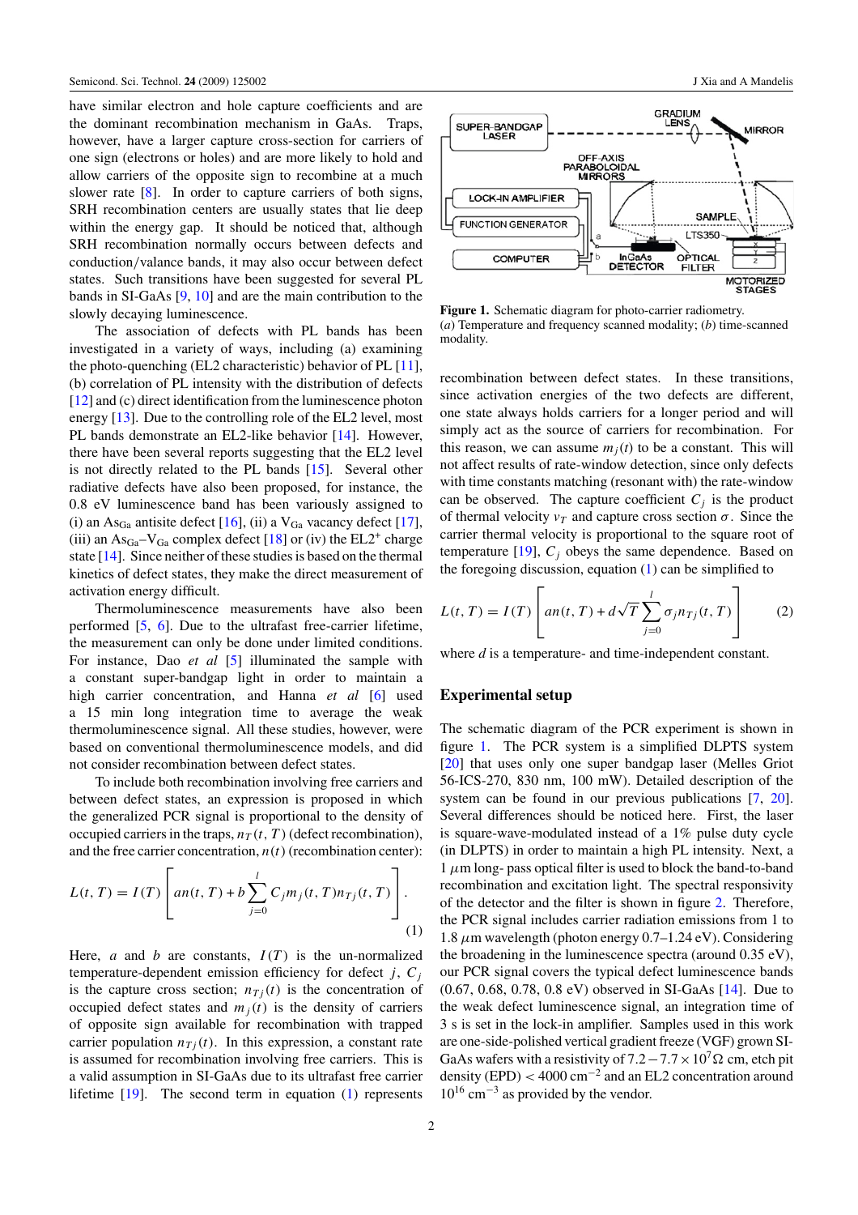have similar electron and hole capture coefficients and are the dominant recombination mechanism in GaAs. Traps, however, have a larger capture cross-section for carriers of one sign (electrons or holes) and are more likely to hold and allow carriers of the opposite sign to recombine at a much slower rate [8]. In order to capture carriers of both signs, SRH recombination centers are usually states that lie deep within the energy gap. It should be noticed that, although SRH recombination normally occurs between defects and conduction/valance bands, it may also occur between defect states. Such transitions have been suggested for several PL bands in SI-GaAs [9, 10] and are the main contribution to the slowly decaying luminescence.

The association of defects with PL bands has been investigated in a variety of ways, including (a) examining the photo-quenching (EL2 characteristic) behavior of PL [11], (b) correlation of PL intensity with the distribution of defects [12] and (c) direct identification from the luminescence photon energy [13]. Due to the controlling role of the EL2 level, most PL bands demonstrate an EL2-like behavior [14]. However, there have been several reports suggesting that the EL2 level is not directly related to the PL bands [15]. Several other radiative defects have also been proposed, for instance, the 0.8 eV luminescence band has been variously assigned to (i) an $As_{Ga}$ antisite defect [16], (ii) a $V_{Ga}$ vacancy defect [17], (iii) an $As_{Ga}$–$V_{Ga}$ complex defect [18] or (iv) the $EL2^{+}$ charge state [14]. Since neither of these studies is based on the thermal kinetics of defect states, they make the direct measurement of activation energy difficult.

Thermoluminescence measurements have also been performed [5, 6]. Due to the ultrafast free-carrier lifetime, the measurement can only be done under limited conditions. For instance, Dao *et al* [5] illuminated the sample with a constant super-bandgap light in order to maintain a high carrier concentration, and Hanna *et al* [6] used a 15 min long integration time to average the weak thermoluminescence signal. All these studies, however, were based on conventional thermoluminescence models, and did not consider recombination between defect states.

To include both recombination involving free carriers and between defect states, an expression is proposed in which the generalized PCR signal is proportional to the density of occupied carriers in the traps, $n_T(t, T)$ (defect recombination), and the free carrier concentration, $n(t)$ (recombination center):

$$L(t,T) = I(T)\left[an(t,T) + b\sum_{j=0}^{l} C_j m_j(t,T) n_{Tj}(t,T)\right]. \tag{1}$$

Here, $a$ and $b$ are constants, $I(T)$ is the un-normalized temperature-dependent emission efficiency for defect $j$, $C_j$ is the capture cross section; $n_{Tj}(t)$ is the concentration of occupied defect states and $m_j(t)$ is the density of carriers of opposite sign available for recombination with trapped carrier population $n_{Tj}(t)$. In this expression, a constant rate is assumed for recombination involving free carriers. This is a valid assumption in SI-GaAs due to its ultrafast free carrier lifetime [19]. The second term in equation (1) represents recombination between defect states. In these transitions, since activation energies of the two defects are different, one state always holds carriers for a longer period and will simply act as the source of carriers for recombination. For this reason, we can assume $m_j(t)$ to be a constant. This will not affect results of rate-window detection, since only defects with time constants matching (resonant with) the rate-window can be observed. The capture coefficient $C_j$ is the product of thermal velocity $v_T$ and capture cross section $\sigma$. Since the carrier thermal velocity is proportional to the square root of temperature [19], $C_j$ obeys the same dependence. Based on the foregoing discussion, equation (1) can be simplified to

$$L(t,T) = I(T)\left[an(t,T) + d\sqrt{T}\sum_{j=0}^{l} \sigma_j n_{Tj}(t,T)\right] \tag{2}$$

where $d$ is a temperature- and time-independent constant.

Figure 1. Schematic diagram for photo-carrier radiometry. (*a*) Temperature and frequency scanned modality; (*b*) time-scanned modality.

## Experimental setup

The schematic diagram of the PCR experiment is shown in figure 1. The PCR system is a simplified DLPTS system [20] that uses only one super bandgap laser (Melles Griot 56-ICS-270, 830 nm, 100 mW). Detailed description of the system can be found in our previous publications [7, 20]. Several differences should be noticed here. First, the laser is square-wave-modulated instead of a 1% pulse duty cycle (in DLPTS) in order to maintain a high PL intensity. Next, a 1 $\mu$m long- pass optical filter is used to block the band-to-band recombination and excitation light. The spectral responsivity of the detector and the filter is shown in figure 2. Therefore, the PCR signal includes carrier radiation emissions from 1 to 1.8 $\mu$m wavelength (photon energy 0.7–1.24 eV). Considering the broadening in the luminescence spectra (around 0.35 eV), our PCR signal covers the typical defect luminescence bands (0.67, 0.68, 0.78, 0.8 eV) observed in SI-GaAs [14]. Due to the weak defect luminescence signal, an integration time of 3 s is set in the lock-in amplifier. Samples used in this work are one-side-polished vertical gradient freeze (VGF) grown SI-GaAs wafers with a resistivity of $7.2-7.7\times10^{7}\,\Omega$ cm, etch pit density (EPD) < 4000 $cm^{-2}$ and an EL2 concentration around $10^{16}$ $cm^{-3}$ as provided by the vendor.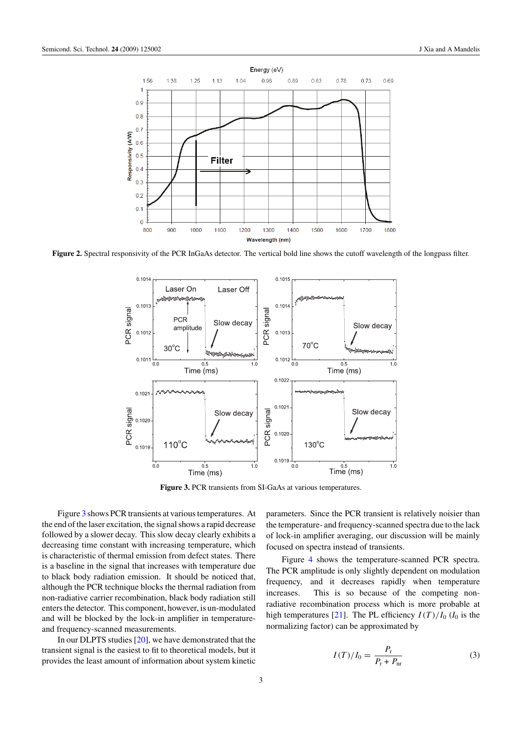**Figure 2.** Spectral responsivity of the PCR InGaAs detector. The vertical bold line shows the cutoff wavelength of the longpass filter.

**Figure 3.** PCR transients from SI-GaAs at various temperatures.

Figure 3 shows PCR transients at various temperatures. At the end of the laser excitation, the signal shows a rapid decrease followed by a slower decay. This slow decay clearly exhibits a decreasing time constant with increasing temperature, which is characteristic of thermal emission from defect states. There is a baseline in the signal that increases with temperature due to black body radiation emission. It should be noticed that, although the PCR technique blocks the thermal radiation from non-radiative carrier recombination, black body radiation still enters the detector. This component, however, is un-modulated and will be blocked by the lock-in amplifier in temperature- and frequency-scanned measurements.

In our DLPTS studies [20], we have demonstrated that the transient signal is the easiest to fit to theoretical models, but it provides the least amount of information about system kinetic parameters. Since the PCR transient is relatively noisier than the temperature- and frequency-scanned spectra due to the lack of lock-in amplifier averaging, our discussion will be mainly focused on spectra instead of transients.

Figure 4 shows the temperature-scanned PCR spectra. The PCR amplitude is only slightly dependent on modulation frequency, and it decreases rapidly when temperature increases. This is so because of the competing non-radiative recombination process which is more probable at high temperatures [21]. The PL efficiency $I(T)/I_0$ ($I_0$ is the normalizing factor) can be approximated by

$$I(T)/I_0 = \frac{P_r}{P_r + P_{nr}} \tag{3}$$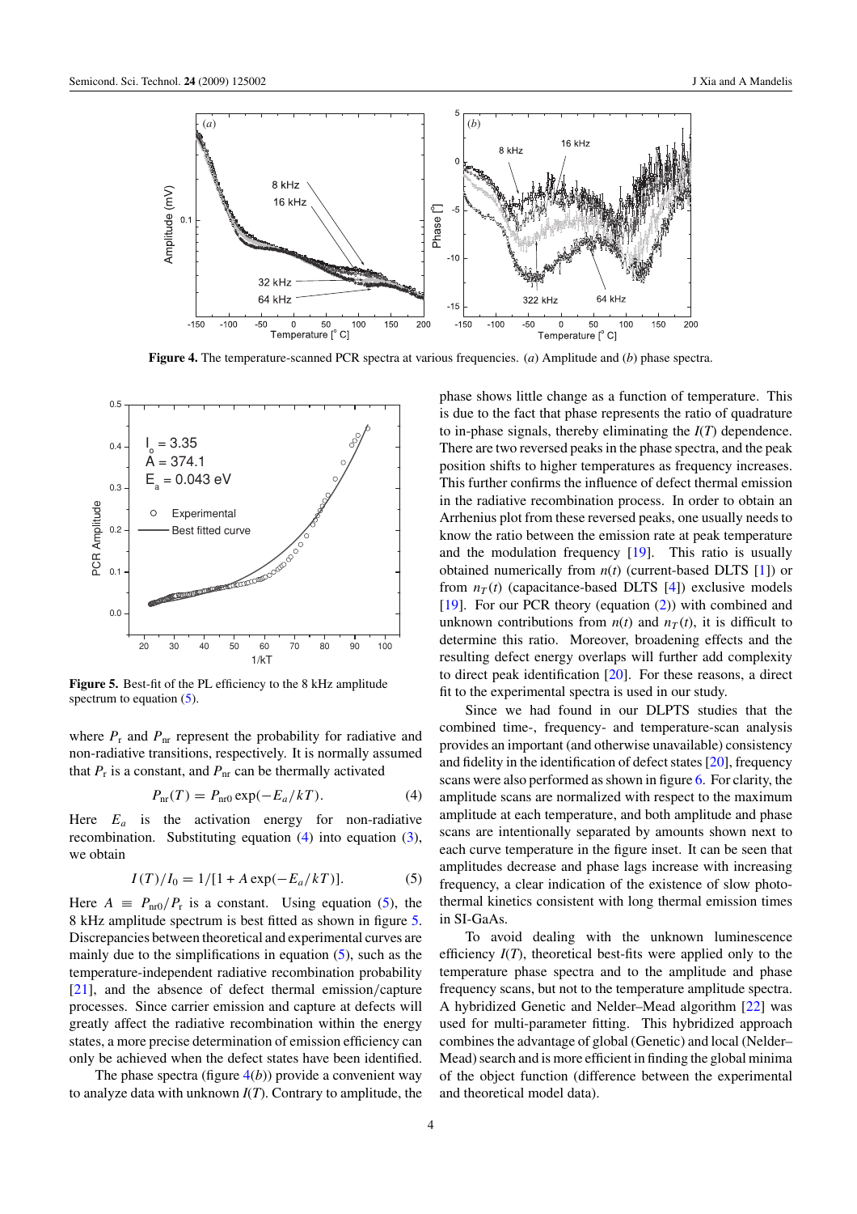**Figure 4.** The temperature-scanned PCR spectra at various frequencies. (*a*) Amplitude and (*b*) phase spectra.

**Figure 5.** Best-fit of the PL efficiency to the 8 kHz amplitude spectrum to equation (5).

where $P_r$ and $P_{nr}$ represent the probability for radiative and non-radiative transitions, respectively. It is normally assumed that $P_r$ is a constant, and $P_{nr}$ can be thermally activated

$$P_{nr}(T) = P_{nr0}\exp(-E_a/kT). \tag{4}$$

Here $E_a$ is the activation energy for non-radiative recombination. Substituting equation (4) into equation (3), we obtain

$$I(T)/I_0 = 1/[1 + A\exp(-E_a/kT)]. \tag{5}$$

Here $A \equiv P_{nr0}/P_r$ is a constant. Using equation (5), the 8 kHz amplitude spectrum is best fitted as shown in figure 5. Discrepancies between theoretical and experimental curves are mainly due to the simplifications in equation (5), such as the temperature-independent radiative recombination probability [21], and the absence of defect thermal emission/capture processes. Since carrier emission and capture at defects will greatly affect the radiative recombination within the energy states, a more precise determination of emission efficiency can only be achieved when the defect states have been identified.

The phase spectra (figure 4(*b*)) provide a convenient way to analyze data with unknown $I(T)$. Contrary to amplitude, the phase shows little change as a function of temperature. This is due to the fact that phase represents the ratio of quadrature to in-phase signals, thereby eliminating the $I(T)$ dependence. There are two reversed peaks in the phase spectra, and the peak position shifts to higher temperatures as frequency increases. This further confirms the influence of defect thermal emission in the radiative recombination process. In order to obtain an Arrhenius plot from these reversed peaks, one usually needs to know the ratio between the emission rate at peak temperature and the modulation frequency [19]. This ratio is usually obtained numerically from $n(t)$ (current-based DLTS [1]) or from $n_T(t)$ (capacitance-based DLTS [4]) exclusive models [19]. For our PCR theory (equation (2)) with combined and unknown contributions from $n(t)$ and $n_T(t)$, it is difficult to determine this ratio. Moreover, broadening effects and the resulting defect energy overlaps will further add complexity to direct peak identification [20]. For these reasons, a direct fit to the experimental spectra is used in our study.

Since we had found in our DLPTS studies that the combined time-, frequency- and temperature-scan analysis provides an important (and otherwise unavailable) consistency and fidelity in the identification of defect states [20], frequency scans were also performed as shown in figure 6. For clarity, the amplitude scans are normalized with respect to the maximum amplitude at each temperature, and both amplitude and phase scans are intentionally separated by amounts shown next to each curve temperature in the figure inset. It can be seen that amplitudes decrease and phase lags increase with increasing frequency, a clear indication of the existence of slow photothermal kinetics consistent with long thermal emission times in SI-GaAs.

To avoid dealing with the unknown luminescence efficiency $I(T)$, theoretical best-fits were applied only to the temperature phase spectra and to the amplitude and phase frequency scans, but not to the temperature amplitude spectra. A hybridized Genetic and Nelder–Mead algorithm [22] was used for multi-parameter fitting. This hybridized approach combines the advantage of global (Genetic) and local (Nelder–Mead) search and is more efficient in finding the global minima of the object function (difference between the experimental and theoretical model data).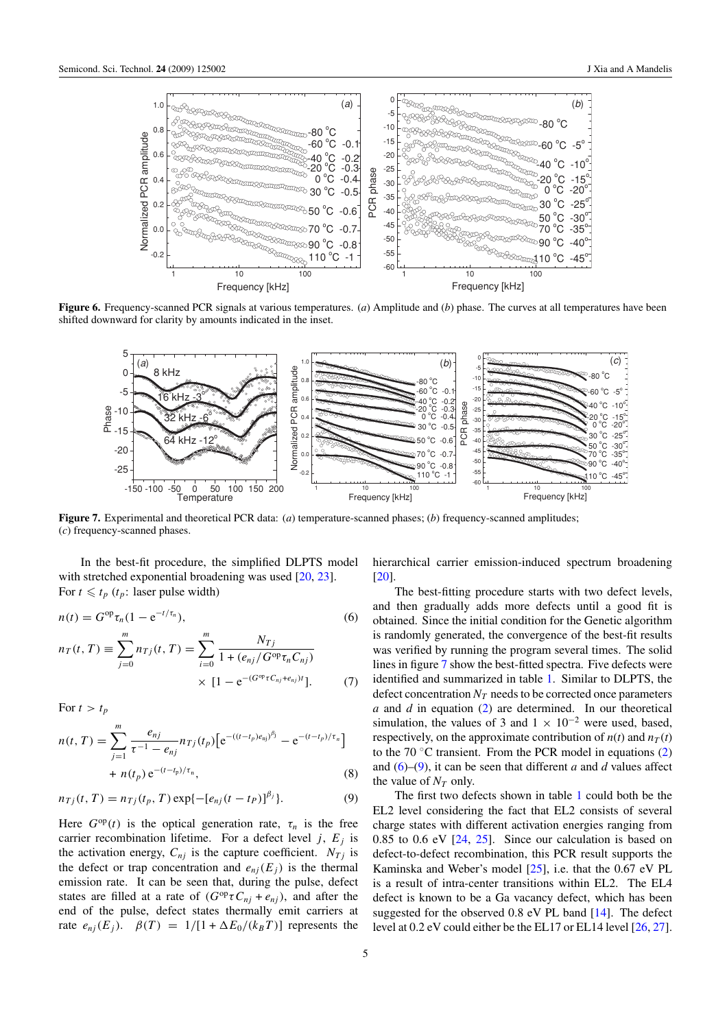**Figure 6.** Frequency-scanned PCR signals at various temperatures. (*a*) Amplitude and (*b*) phase. The curves at all temperatures have been shifted downward for clarity by amounts indicated in the inset.

**Figure 7.** Experimental and theoretical PCR data: (*a*) temperature-scanned phases; (*b*) frequency-scanned amplitudes; (*c*) frequency-scanned phases.

In the best-fit procedure, the simplified DLPTS model with stretched exponential broadening was used [20, 23]. For $t \leqslant t_p$ ($t_p$: laser pulse width)

$$n(t) = G^{\mathrm{op}}\tau_n(1 - \mathrm{e}^{-t/\tau_n}), \tag{6}$$

$$n_T(t, T) \equiv \sum_{j=0}^{m} n_{Tj}(t, T) = \sum_{i=0}^{m} \frac{N_{Tj}}{1 + (e_{nj}/G^{\mathrm{op}}\tau_n C_{nj})} \times [1 - \mathrm{e}^{-(G^{\mathrm{op}}\tau C_{nj} + e_{nj})t}]. \tag{7}$$

For $t > t_p$

$$n(t, T) = \sum_{j=1}^{m} \frac{e_{nj}}{\tau^{-1} - e_{nj}} n_{Tj}(t_p)\left[\mathrm{e}^{-((t-t_p)e_{nj})^{\beta_j}} - \mathrm{e}^{-(t-t_p)/\tau_n}\right] + n(t_p)\,\mathrm{e}^{-(t-t_p)/\tau_n}, \tag{8}$$

$$n_{Tj}(t, T) = n_{Tj}(t_p, T)\exp\{-[e_{nj}(t - t_P)]^{\beta_j}\}. \tag{9}$$

Here $G^{\mathrm{op}}(t)$ is the optical generation rate, $\tau_n$ is the free carrier recombination lifetime. For a defect level $j$, $E_j$ is the activation energy, $C_{nj}$ is the capture coefficient. $N_{Tj}$ is the defect or trap concentration and $e_{nj}(E_j)$ is the thermal emission rate. It can be seen that, during the pulse, defect states are filled at a rate of $(G^{\mathrm{op}}\tau C_{nj} + e_{nj})$, and after the end of the pulse, defect states thermally emit carriers at rate $e_{nj}(E_j)$. $\beta(T) = 1/[1 + \Delta E_0/(k_B T)]$ represents the hierarchical carrier emission-induced spectrum broadening [20].

The best-fitting procedure starts with two defect levels, and then gradually adds more defects until a good fit is obtained. Since the initial condition for the Genetic algorithm is randomly generated, the convergence of the best-fit results was verified by running the program several times. The solid lines in figure 7 show the best-fitted spectra. Five defects were identified and summarized in table 1. Similar to DLPTS, the defect concentration $N_T$ needs to be corrected once parameters $a$ and $d$ in equation (2) are determined. In our theoretical simulation, the values of 3 and $1 \times 10^{-2}$ were used, based, respectively, on the approximate contribution of $n(t)$ and $n_T(t)$ to the 70 °C transient. From the PCR model in equations (2) and (6)–(9), it can be seen that different $a$ and $d$ values affect the value of $N_T$ only.

The first two defects shown in table 1 could both be the EL2 level considering the fact that EL2 consists of several charge states with different activation energies ranging from 0.85 to 0.6 eV [24, 25]. Since our calculation is based on defect-to-defect recombination, this PCR result supports the Kaminska and Weber's model [25], i.e. that the 0.67 eV PL is a result of intra-center transitions within EL2. The EL4 defect is known to be a Ga vacancy defect, which has been suggested for the observed 0.8 eV PL band [14]. The defect level at 0.2 eV could either be the EL17 or EL14 level [26, 27].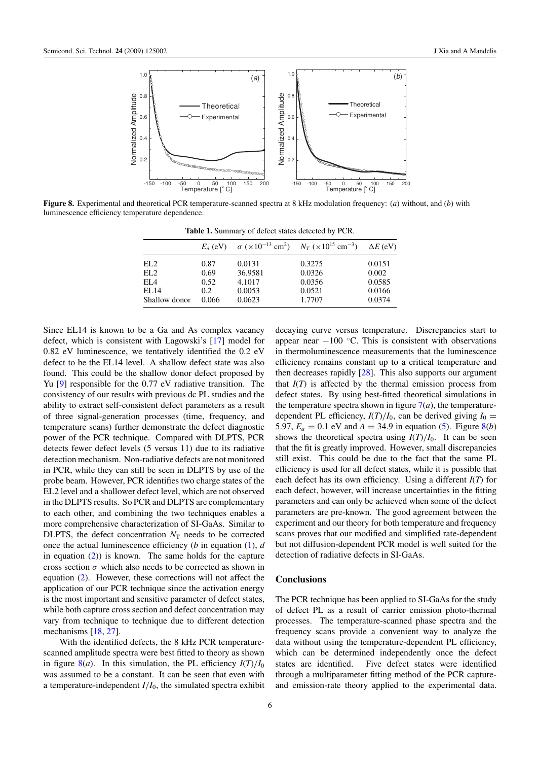**Figure 8.** Experimental and theoretical PCR temperature-scanned spectra at 8 kHz modulation frequency: (*a*) without, and (*b*) with luminescence efficiency temperature dependence.

**Table 1.** Summary of defect states detected by PCR.

| | $E_n$ (eV) | $\sigma$ ($\times 10^{-13}$ cm$^2$) | $N_T$ ($\times 10^{15}$ cm$^{-3}$) | $\Delta E$ (eV) |
|---|---|---|---|---|
| EL2 | 0.87 | 0.0131 | 0.3275 | 0.0151 |
| EL2 | 0.69 | 36.9581 | 0.0326 | 0.002 |
| EL4 | 0.52 | 4.1017 | 0.0356 | 0.0585 |
| EL14 | 0.2 | 0.0053 | 0.0521 | 0.0166 |
| Shallow donor | 0.066 | 0.0623 | 1.7707 | 0.0374 |

Since EL14 is known to be a Ga and As complex vacancy defect, which is consistent with Lagowski's [17] model for 0.82 eV luminescence, we tentatively identified the 0.2 eV defect to be the EL14 level. A shallow defect state was also found. This could be the shallow donor defect proposed by Yu [9] responsible for the 0.77 eV radiative transition. The consistency of our results with previous dc PL studies and the ability to extract self-consistent defect parameters as a result of three signal-generation processes (time, frequency, and temperature scans) further demonstrate the defect diagnostic power of the PCR technique. Compared with DLPTS, PCR detects fewer defect levels (5 versus 11) due to its radiative detection mechanism. Non-radiative defects are not monitored in PCR, while they can still be seen in DLPTS by use of the probe beam. However, PCR identifies two charge states of the EL2 level and a shallower defect level, which are not observed in the DLPTS results. So PCR and DLPTS are complementary to each other, and combining the two techniques enables a more comprehensive characterization of SI-GaAs. Similar to DLPTS, the defect concentration $N_T$ needs to be corrected once the actual luminescence efficiency ($b$ in equation (1), $d$ in equation (2)) is known. The same holds for the capture cross section $\sigma$ which also needs to be corrected as shown in equation (2). However, these corrections will not affect the application of our PCR technique since the activation energy is the most important and sensitive parameter of defect states, while both capture cross section and defect concentration may vary from technique to technique due to different detection mechanisms [18, 27].

With the identified defects, the 8 kHz PCR temperature-scanned amplitude spectra were best fitted to theory as shown in figure 8(*a*). In this simulation, the PL efficiency $I(T)/I_0$ was assumed to be a constant. It can be seen that even with a temperature-independent $I/I_0$, the simulated spectra exhibit decaying curve versus temperature. Discrepancies start to appear near $-100$ °C. This is consistent with observations in thermoluminescence measurements that the luminescence efficiency remains constant up to a critical temperature and then decreases rapidly [28]. This also supports our argument that $I(T)$ is affected by the thermal emission process from defect states. By using best-fitted theoretical simulations in the temperature spectra shown in figure 7(*a*), the temperature-dependent PL efficiency, $I(T)/I_0$, can be derived giving $I_0 = 5.97$, $E_a = 0.1$ eV and $A = 34.9$ in equation (5). Figure 8(*b*) shows the theoretical spectra using $I(T)/I_0$. It can be seen that the fit is greatly improved. However, small discrepancies still exist. This could be due to the fact that the same PL efficiency is used for all defect states, while it is possible that each defect has its own efficiency. Using a different $I(T)$ for each defect, however, will increase uncertainties in the fitting parameters and can only be achieved when some of the defect parameters are pre-known. The good agreement between the experiment and our theory for both temperature and frequency scans proves that our modified and simplified rate-dependent but not diffusion-dependent PCR model is well suited for the detection of radiative defects in SI-GaAs.

## Conclusions

The PCR technique has been applied to SI-GaAs for the study of defect PL as a result of carrier emission photo-thermal processes. The temperature-scanned phase spectra and the frequency scans provide a convenient way to analyze the data without using the temperature-dependent PL efficiency, which can be determined independently once the defect states are identified. Five defect states were identified through a multiparameter fitting method of the PCR capture- and emission-rate theory applied to the experimental data.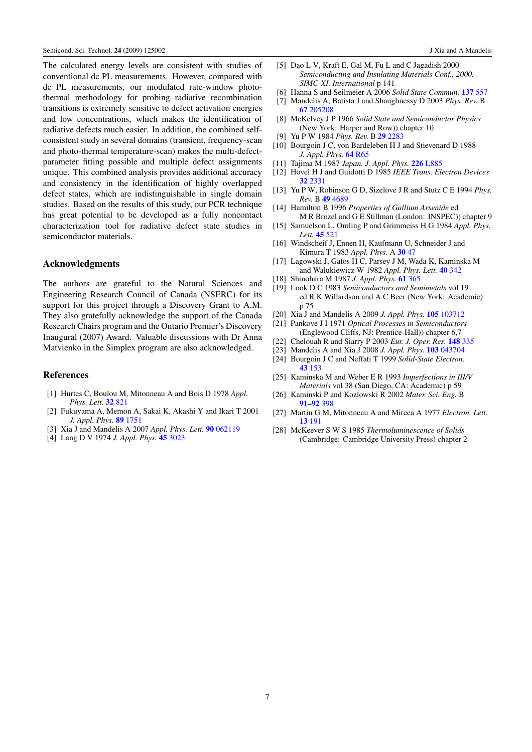The calculated energy levels are consistent with studies of conventional dc PL measurements. However, compared with dc PL measurements, our modulated rate-window photo-thermal methodology for probing radiative recombination transitions is extremely sensitive to defect activation energies and low concentrations, which makes the identification of radiative defects much easier. In addition, the combined self-consistent study in several domains (transient, frequency-scan and photo-thermal temperature-scan) makes the multi-defect-parameter fitting possible and multiple defect assignments unique. This combined analysis provides additional accuracy and consistency in the identification of highly overlapped defect states, which are indistinguishable in single domain studies. Based on the results of this study, our PCR technique has great potential to be developed as a fully noncontact characterization tool for radiative defect state studies in semiconductor materials.

## Acknowledgments

The authors are grateful to the Natural Sciences and Engineering Research Council of Canada (NSERC) for its support for this project through a Discovery Grant to A.M. They also gratefully acknowledge the support of the Canada Research Chairs program and the Ontario Premier's Discovery Inaugural (2007) Award. Valuable discussions with Dr Anna Matvienko in the Simplex program are also acknowledged.

## References

[1] Hurtes C, Boulou M, Mitonneau A and Bois D 1978 *Appl. Phys. Lett.* **32** 821

[2] Fukuyama A, Memon A, Sakai K, Akashi Y and Ikari T 2001 *J. Appl. Phys.* **89** 1751

[3] Xia J and Mandelis A 2007 *Appl. Phys. Lett.* **90** 062119

[4] Lang D V 1974 *J. Appl. Phys.* **45** 3023

[5] Dao L V, Kraft E, Gal M, Fu L and C Jagadish 2000 *Semiconducting and Insulating Materials Conf., 2000. SIMC-XI. International* p 141

[6] Hanna S and Seilmeier A 2006 *Solid State Commun.* **137** 557

[7] Mandelis A, Batista J and Shaughnessy D 2003 *Phys. Rev.* B **67** 205208

[8] McKelvey J P 1966 *Solid State and Semiconductor Physics* (New York: Harper and Row)) chapter 10

[9] Yu P W 1984 *Phys. Rev.* B **29** 2283

[10] Bourgoin J C, von Bardeleben H J and Stievenard D 1988 *J. Appl. Phys.* **64** R65

[11] Tajima M 1987 *Japan. J. Appl. Phys.* **226** L885

[12] Hovel H J and Guidotti D 1985 *IEEE Trans. Electron Devices* **32** 2331

[13] Yu P W, Robinson G D, Sizelove J R and Stutz C E 1994 *Phys. Rev.* B **49** 4689

[14] Hamilton B 1996 *Properties of Gallium Arsenide* ed M R Brozel and G E Stillman (London: INSPEC)) chapter 9

[15] Samuelson L, Omling P and Grimmeiss H G 1984 *Appl. Phys. Lett.* **45** 521

[16] Windscheif J, Ennen H, Kaufmann U, Schneider J and Kimura T 1983 *Appl. Phys.* A **30** 47

[17] Lagowski J, Gatos H C, Parsey J M, Wada K, Kaminska M and Walukiewicz W 1982 *Appl. Phys. Lett.* **40** 342

[18] Shinohara M 1987 *J. Appl. Phys.* **61** 365

[19] Look D C 1983 *Semiconductors and Semimetals* vol 19 ed R K Willardson and A C Beer (New York: Academic) p 75

[20] Xia J and Mandelis A 2009 *J. Appl. Phys.* **105** 103712

[21] Pankove J I 1971 *Optical Processes in Semiconductors* (Englewood Cliffs, NJ: Prentice-Hall)) chapter 6,7

[22] Chelouah R and Siarry P 2003 *Eur. J. Oper. Res.* **148** 335

[23] Mandelis A and Xia J 2008 *J. Appl. Phys.* **103** 043704

[24] Bourgoin J C and Neffati T 1999 *Solid-State Electron.* **43** 153

[25] Kaminska M and Weber E R 1993 *Imperfections in III/V Materials* vol 38 (San Diego, CA: Academic) p 59

[26] Kaminski P and Kozlowski R 2002 *Mater. Sci. Eng.* B **91–92** 398

[27] Martin G M, Mitonneau A and Mircea A 1977 *Electron. Lett.* **13** 191

[28] McKeever S W S 1985 *Thermoluminescence of Solids* (Cambridge: Cambridge University Press) chapter 2